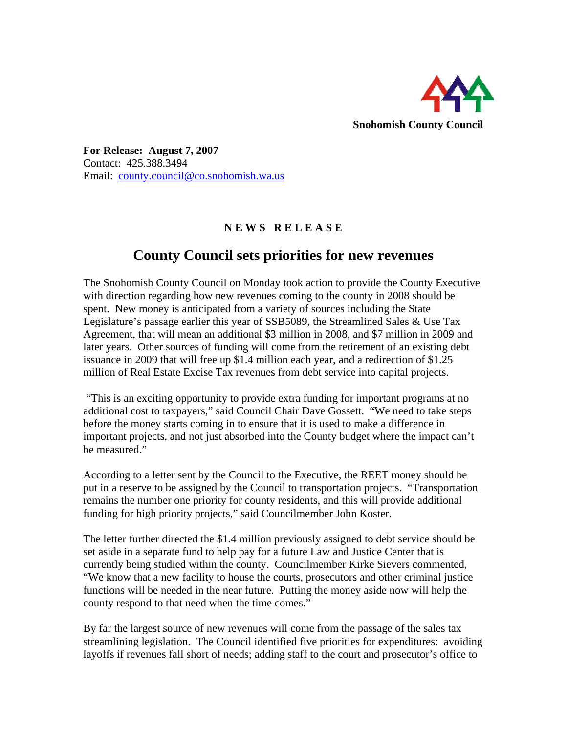**Snohomish County Council**

**For Release: August 7, 2007**
Contact: 425.388.3494
Email: county.council@co.snohomish.wa.us

**N E W S R E L E A S E**

# County Council sets priorities for new revenues

The Snohomish County Council on Monday took action to provide the County Executive with direction regarding how new revenues coming to the county in 2008 should be spent. New money is anticipated from a variety of sources including the State Legislature's passage earlier this year of SSB5089, the Streamlined Sales & Use Tax Agreement, that will mean an additional $3 million in 2008, and $7 million in 2009 and later years. Other sources of funding will come from the retirement of an existing debt issuance in 2009 that will free up $1.4 million each year, and a redirection of $1.25 million of Real Estate Excise Tax revenues from debt service into capital projects.

"This is an exciting opportunity to provide extra funding for important programs at no additional cost to taxpayers," said Council Chair Dave Gossett. "We need to take steps before the money starts coming in to ensure that it is used to make a difference in important projects, and not just absorbed into the County budget where the impact can't be measured."

According to a letter sent by the Council to the Executive, the REET money should be put in a reserve to be assigned by the Council to transportation projects. "Transportation remains the number one priority for county residents, and this will provide additional funding for high priority projects," said Councilmember John Koster.

The letter further directed the $1.4 million previously assigned to debt service should be set aside in a separate fund to help pay for a future Law and Justice Center that is currently being studied within the county. Councilmember Kirke Sievers commented, "We know that a new facility to house the courts, prosecutors and other criminal justice functions will be needed in the near future. Putting the money aside now will help the county respond to that need when the time comes."

By far the largest source of new revenues will come from the passage of the sales tax streamlining legislation. The Council identified five priorities for expenditures: avoiding layoffs if revenues fall short of needs; adding staff to the court and prosecutor's office to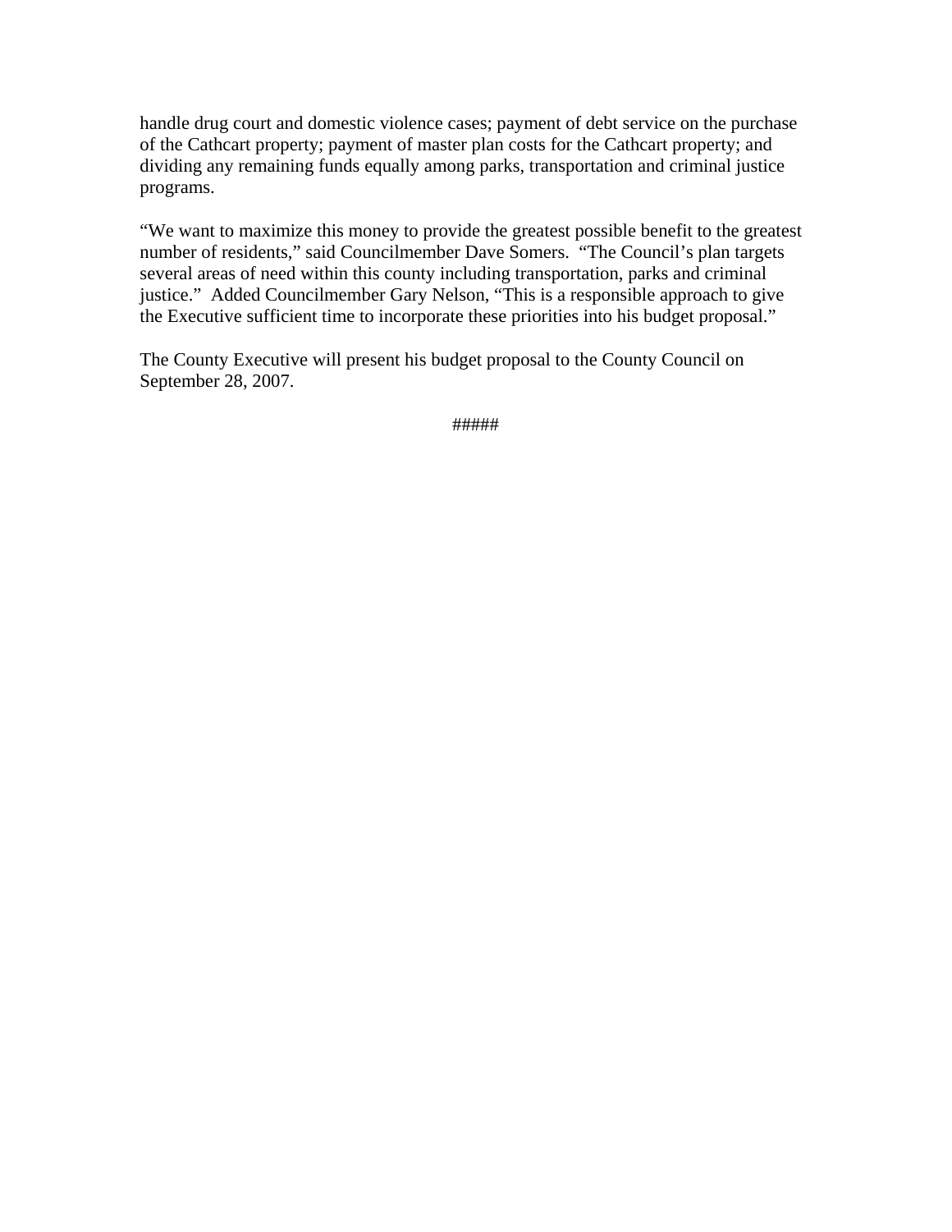handle drug court and domestic violence cases; payment of debt service on the purchase of the Cathcart property; payment of master plan costs for the Cathcart property; and dividing any remaining funds equally among parks, transportation and criminal justice programs.

"We want to maximize this money to provide the greatest possible benefit to the greatest number of residents," said Councilmember Dave Somers. "The Council's plan targets several areas of need within this county including transportation, parks and criminal justice." Added Councilmember Gary Nelson, "This is a responsible approach to give the Executive sufficient time to incorporate these priorities into his budget proposal."

The County Executive will present his budget proposal to the County Council on September 28, 2007.

#####